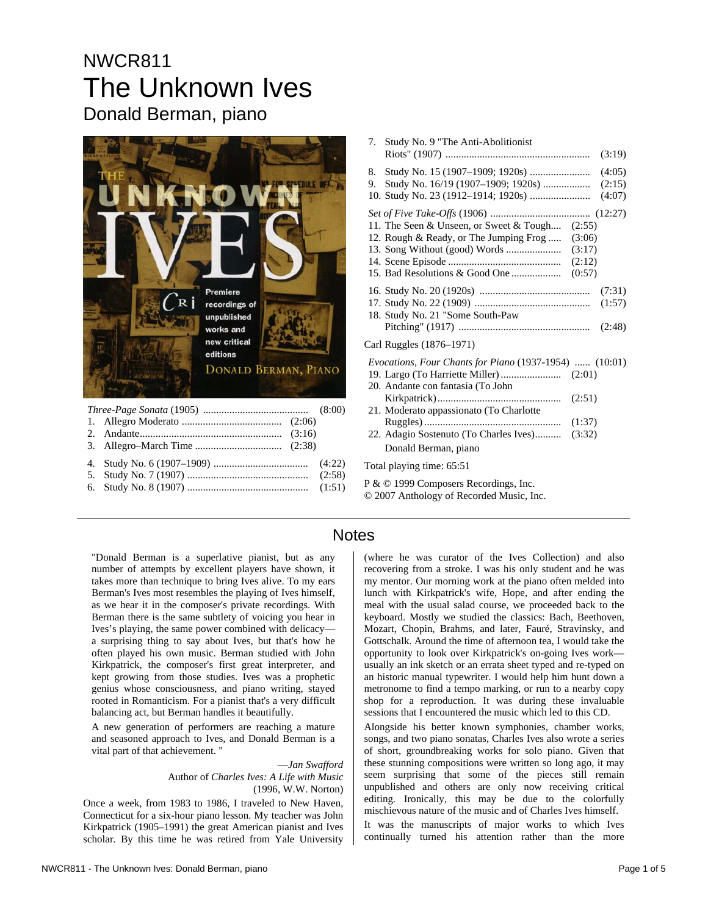NWCR811

# The Unknown Ives

## Donald Berman, piano

*Three-Page Sonata* (1905) ........ (8:00)

1. Allegro Moderato ........ (2:06)
2. Andante........ (3:16)
3. Allegro–March Time ........ (2:38)

4. Study No. 6 (1907–1909) ........ (4:22)
5. Study No. 7 (1907) ........ (2:58)
6. Study No. 8 (1907) ........ (1:51)
7. Study No. 9 "The Anti-Abolitionist Riots" (1907) ........ (3:19)
8. Study No. 15 (1907–1909; 1920s) ........ (4:05)
9. Study No. 16/19 (1907–1909; 1920s) ........ (2:15)
10. Study No. 23 (1912–1914; 1920s) ........ (4:07)

*Set of Five Take-Offs* (1906) ........ (12:27)

11. The Seen & Unseen, or Sweet & Tough.... (2:55)
12. Rough & Ready, or The Jumping Frog ..... (3:06)
13. Song Without (good) Words ........ (3:17)
14. Scene Episode ........ (2:12)
15. Bad Resolutions & Good One ........ (0:57)

16. Study No. 20 (1920s) ........ (7:31)
17. Study No. 22 (1909) ........ (1:57)
18. Study No. 21 "Some South-Paw Pitching" (1917) ........ (2:48)

Carl Ruggles (1876–1971)

*Evocations, Four Chants for Piano* (1937-1954) ...... (10:01)

19. Largo (To Harriette Miller) ........ (2:01)
20. Andante con fantasia (To John Kirkpatrick)........ (2:51)
21. Moderato appassionato (To Charlotte Ruggles) ........ (1:37)
22. Adagio Sostenuto (To Charles Ives).......... (3:32)

Donald Berman, piano

Total playing time: 65:51

P & © 1999 Composers Recordings, Inc.
© 2007 Anthology of Recorded Music, Inc.

## Notes

"Donald Berman is a superlative pianist, but as any number of attempts by excellent players have shown, it takes more than technique to bring Ives alive. To my ears Berman's Ives most resembles the playing of Ives himself, as we hear it in the composer's private recordings. With Berman there is the same subtlety of voicing you hear in Ives's playing, the same power combined with delicacy—a surprising thing to say about Ives, but that's how he often played his own music. Berman studied with John Kirkpatrick, the composer's first great interpreter, and kept growing from those studies. Ives was a prophetic genius whose consciousness, and piano writing, stayed rooted in Romanticism. For a pianist that's a very difficult balancing act, but Berman handles it beautifully.

A new generation of performers are reaching a mature and seasoned approach to Ives, and Donald Berman is a vital part of that achievement. "

—*Jan Swafford*
Author of *Charles Ives: A Life with Music*
(1996, W.W. Norton)

Once a week, from 1983 to 1986, I traveled to New Haven, Connecticut for a six-hour piano lesson. My teacher was John Kirkpatrick (1905–1991) the great American pianist and Ives scholar. By this time he was retired from Yale University (where he was curator of the Ives Collection) and also recovering from a stroke. I was his only student and he was my mentor. Our morning work at the piano often melded into lunch with Kirkpatrick's wife, Hope, and after ending the meal with the usual salad course, we proceeded back to the keyboard. Mostly we studied the classics: Bach, Beethoven, Mozart, Chopin, Brahms, and later, Fauré, Stravinsky, and Gottschalk. Around the time of afternoon tea, I would take the opportunity to look over Kirkpatrick's on-going Ives work—usually an ink sketch or an errata sheet typed and re-typed on an historic manual typewriter. I would help him hunt down a metronome to find a tempo marking, or run to a nearby copy shop for a reproduction. It was during these invaluable sessions that I encountered the music which led to this CD.

Alongside his better known symphonies, chamber works, songs, and two piano sonatas, Charles Ives also wrote a series of short, groundbreaking works for solo piano. Given that these stunning compositions were written so long ago, it may seem surprising that some of the pieces still remain unpublished and others are only now receiving critical editing. Ironically, this may be due to the colorfully mischievous nature of the music and of Charles Ives himself.

It was the manuscripts of major works to which Ives continually turned his attention rather than the more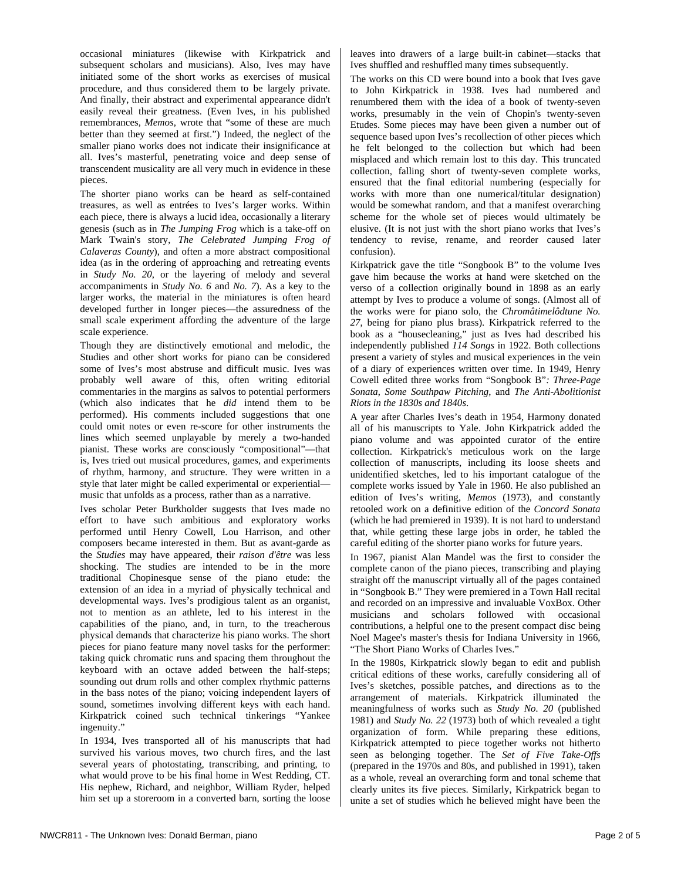occasional miniatures (likewise with Kirkpatrick and subsequent scholars and musicians). Also, Ives may have initiated some of the short works as exercises of musical procedure, and thus considered them to be largely private. And finally, their abstract and experimental appearance didn't easily reveal their greatness. (Even Ives, in his published remembrances, *Memos*, wrote that "some of these are much better than they seemed at first.") Indeed, the neglect of the smaller piano works does not indicate their insignificance at all. Ives's masterful, penetrating voice and deep sense of transcendent musicality are all very much in evidence in these pieces.

The shorter piano works can be heard as self-contained treasures, as well as entrées to Ives's larger works. Within each piece, there is always a lucid idea, occasionally a literary genesis (such as in *The Jumping Frog* which is a take-off on Mark Twain's story, *The Celebrated Jumping Frog of Calaveras County*), and often a more abstract compositional idea (as in the ordering of approaching and retreating events in *Study No. 20*, or the layering of melody and several accompaniments in *Study No. 6* and *No. 7*). As a key to the larger works, the material in the miniatures is often heard developed further in longer pieces—the assuredness of the small scale experiment affording the adventure of the large scale experience.

Though they are distinctively emotional and melodic, the Studies and other short works for piano can be considered some of Ives's most abstruse and difficult music. Ives was probably well aware of this, often writing editorial commentaries in the margins as salvos to potential performers (which also indicates that he *did* intend them to be performed). His comments included suggestions that one could omit notes or even re-score for other instruments the lines which seemed unplayable by merely a two-handed pianist. These works are consciously "compositional"—that is, Ives tried out musical procedures, games, and experiments of rhythm, harmony, and structure. They were written in a style that later might be called experimental or experiential—music that unfolds as a process, rather than as a narrative.

Ives scholar Peter Burkholder suggests that Ives made no effort to have such ambitious and exploratory works performed until Henry Cowell, Lou Harrison, and other composers became interested in them. But as avant-garde as the *Studies* may have appeared, their *raison d'être* was less shocking. The studies are intended to be in the more traditional Chopinesque sense of the piano etude: the extension of an idea in a myriad of physically technical and developmental ways. Ives's prodigious talent as an organist, not to mention as an athlete, led to his interest in the capabilities of the piano, and, in turn, to the treacherous physical demands that characterize his piano works. The short pieces for piano feature many novel tasks for the performer: taking quick chromatic runs and spacing them throughout the keyboard with an octave added between the half-steps; sounding out drum rolls and other complex rhythmic patterns in the bass notes of the piano; voicing independent layers of sound, sometimes involving different keys with each hand. Kirkpatrick coined such technical tinkerings "Yankee ingenuity."

In 1934, Ives transported all of his manuscripts that had survived his various moves, two church fires, and the last several years of photostating, transcribing, and printing, to what would prove to be his final home in West Redding, CT. His nephew, Richard, and neighbor, William Ryder, helped him set up a storeroom in a converted barn, sorting the loose leaves into drawers of a large built-in cabinet—stacks that Ives shuffled and reshuffled many times subsequently.

The works on this CD were bound into a book that Ives gave to John Kirkpatrick in 1938. Ives had numbered and renumbered them with the idea of a book of twenty-seven works, presumably in the vein of Chopin's twenty-seven Etudes. Some pieces may have been given a number out of sequence based upon Ives's recollection of other pieces which he felt belonged to the collection but which had been misplaced and which remain lost to this day. This truncated collection, falling short of twenty-seven complete works, ensured that the final editorial numbering (especially for works with more than one numerical/titular designation) would be somewhat random, and that a manifest overarching scheme for the whole set of pieces would ultimately be elusive. (It is not just with the short piano works that Ives's tendency to revise, rename, and reorder caused later confusion).

Kirkpatrick gave the title "Songbook B" to the volume Ives gave him because the works at hand were sketched on the verso of a collection originally bound in 1898 as an early attempt by Ives to produce a volume of songs. (Almost all of the works were for piano solo, the *Chromâtimelôdtune No. 27*, being for piano plus brass). Kirkpatrick referred to the book as a "housecleaning," just as Ives had described his independently published *114 Songs* in 1922. Both collections present a variety of styles and musical experiences in the vein of a diary of experiences written over time. In 1949, Henry Cowell edited three works from "Songbook B"*: Three-Page Sonata*, *Some Southpaw Pitching*, and *The Anti-Abolitionist Riots in the 1830s and 1840s*.

A year after Charles Ives's death in 1954, Harmony donated all of his manuscripts to Yale. John Kirkpatrick added the piano volume and was appointed curator of the entire collection. Kirkpatrick's meticulous work on the large collection of manuscripts, including its loose sheets and unidentified sketches, led to his important catalogue of the complete works issued by Yale in 1960. He also published an edition of Ives's writing, *Memos* (1973), and constantly retooled work on a definitive edition of the *Concord Sonata* (which he had premiered in 1939). It is not hard to understand that, while getting these large jobs in order, he tabled the careful editing of the shorter piano works for future years.

In 1967, pianist Alan Mandel was the first to consider the complete canon of the piano pieces, transcribing and playing straight off the manuscript virtually all of the pages contained in "Songbook B." They were premiered in a Town Hall recital and recorded on an impressive and invaluable VoxBox. Other musicians and scholars followed with occasional contributions, a helpful one to the present compact disc being Noel Magee's master's thesis for Indiana University in 1966, "The Short Piano Works of Charles Ives."

In the 1980s, Kirkpatrick slowly began to edit and publish critical editions of these works, carefully considering all of Ives's sketches, possible patches, and directions as to the arrangement of materials. Kirkpatrick illuminated the meaningfulness of works such as *Study No. 20* (published 1981) and *Study No. 22* (1973) both of which revealed a tight organization of form. While preparing these editions, Kirkpatrick attempted to piece together works not hitherto seen as belonging together. The *Set of Five Take-Offs* (prepared in the 1970s and 80s, and published in 1991), taken as a whole, reveal an overarching form and tonal scheme that clearly unites its five pieces. Similarly, Kirkpatrick began to unite a set of studies which he believed might have been the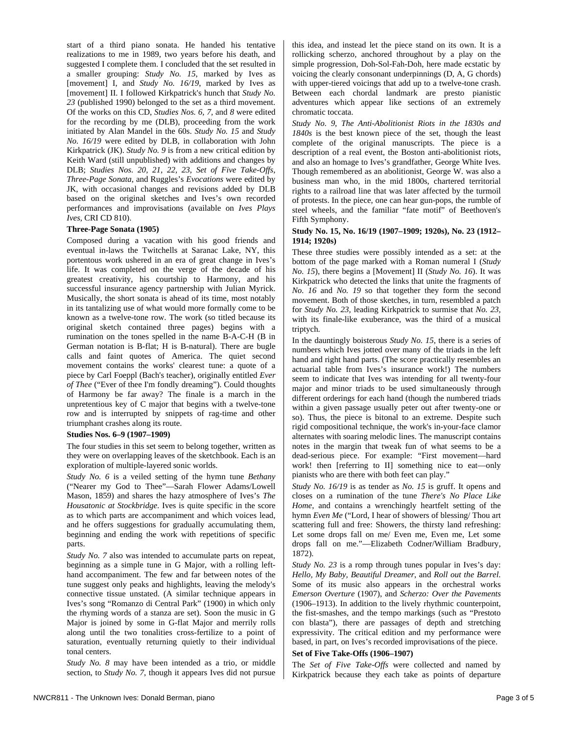start of a third piano sonata. He handed his tentative realizations to me in 1989, two years before his death, and suggested I complete them. I concluded that the set resulted in a smaller grouping: *Study No. 15*, marked by Ives as [movement] I, and *Study No. 16/19*, marked by Ives as [movement] II. I followed Kirkpatrick's hunch that *Study No. 23* (published 1990) belonged to the set as a third movement. Of the works on this CD, *Studies Nos. 6, 7*, and *8* were edited for the recording by me (DLB), proceeding from the work initiated by Alan Mandel in the 60s. *Study No. 15* and *Study No. 16/19* were edited by DLB, in collaboration with John Kirkpatrick (JK). *Study No. 9* is from a new critical edition by Keith Ward (still unpublished) with additions and changes by DLB; *Studies Nos. 20, 21, 22, 23, Set of Five Take-Offs, Three-Page Sonata*, and Ruggles's *Evocations* were edited by JK, with occasional changes and revisions added by DLB based on the original sketches and Ives's own recorded performances and improvisations (available on *Ives Plays Ives*, CRI CD 810).

**Three-Page Sonata (1905)**

Composed during a vacation with his good friends and eventual in-laws the Twitchells at Saranac Lake, NY, this portentous work ushered in an era of great change in Ives's life. It was completed on the verge of the decade of his greatest creativity, his courtship to Harmony, and his successful insurance agency partnership with Julian Myrick. Musically, the short sonata is ahead of its time, most notably in its tantalizing use of what would more formally come to be known as a twelve-tone row. The work (so titled because its original sketch contained three pages) begins with a rumination on the tones spelled in the name B-A-C-H (B in German notation is B-flat; H is B-natural). There are bugle calls and faint quotes of America. The quiet second movement contains the works' clearest tune: a quote of a piece by Carl Foeppl (Bach's teacher), originally entitled *Ever of Thee* ("Ever of thee I'm fondly dreaming"). Could thoughts of Harmony be far away? The finale is a march in the unpretentious key of C major that begins with a twelve-tone row and is interrupted by snippets of rag-time and other triumphant crashes along its route.

**Studies Nos. 6–9 (1907–1909)**

The four studies in this set seem to belong together, written as they were on overlapping leaves of the sketchbook. Each is an exploration of multiple-layered sonic worlds.

*Study No. 6* is a veiled setting of the hymn tune *Bethany* ("Nearer my God to Thee"—Sarah Flower Adams/Lowell Mason, 1859) and shares the hazy atmosphere of Ives's *The Housatonic at Stockbridge*. Ives is quite specific in the score as to which parts are accompaniment and which voices lead, and he offers suggestions for gradually accumulating them, beginning and ending the work with repetitions of specific parts.

*Study No. 7* also was intended to accumulate parts on repeat, beginning as a simple tune in G Major, with a rolling left-hand accompaniment. The few and far between notes of the tune suggest only peaks and highlights, leaving the melody's connective tissue unstated. (A similar technique appears in Ives's song "Romanzo di Central Park" (1900) in which only the rhyming words of a stanza are set). Soon the music in G Major is joined by some in G-flat Major and merrily rolls along until the two tonalities cross-fertilize to a point of saturation, eventually returning quietly to their individual tonal centers.

*Study No. 8* may have been intended as a trio, or middle section, to *Study No. 7*, though it appears Ives did not pursue this idea, and instead let the piece stand on its own. It is a rollicking scherzo, anchored throughout by a play on the simple progression, Doh-Sol-Fah-Doh, here made ecstatic by voicing the clearly consonant underpinnings (D, A, G chords) with upper-tiered voicings that add up to a twelve-tone crash. Between each chordal landmark are presto pianistic adventures which appear like sections of an extremely chromatic toccata.

*Study No. 9, The Anti-Abolitionist Riots in the 1830s and 1840s* is the best known piece of the set, though the least complete of the original manuscripts. The piece is a description of a real event, the Boston anti-abolitionist riots, and also an homage to Ives's grandfather, George White Ives. Though remembered as an abolitionist, George W. was also a business man who, in the mid 1800s, chartered territorial rights to a railroad line that was later affected by the turmoil of protests. In the piece, one can hear gun-pops, the rumble of steel wheels, and the familiar "fate motif" of Beethoven's Fifth Symphony.

**Study No. 15, No. 16/19 (1907–1909; 1920s), No. 23 (1912–1914; 1920s)**

These three studies were possibly intended as a set: at the bottom of the page marked with a Roman numeral I (*Study No. 15*), there begins a [Movement] II (*Study No. 16*). It was Kirkpatrick who detected the links that unite the fragments of *No. 16* and *No. 19* so that together they form the second movement. Both of those sketches, in turn, resembled a patch for *Study No. 23*, leading Kirkpatrick to surmise that *No. 23*, with its finale-like exuberance, was the third of a musical triptych.

In the dauntingly boisterous *Study No. 15*, there is a series of numbers which Ives jotted over many of the triads in the left hand and right hand parts. (The score practically resembles an actuarial table from Ives's insurance work!) The numbers seem to indicate that Ives was intending for all twenty-four major and minor triads to be used simultaneously through different orderings for each hand (though the numbered triads within a given passage usually peter out after twenty-one or so). Thus, the piece is bitonal to an extreme. Despite such rigid compositional technique, the work's in-your-face clamor alternates with soaring melodic lines. The manuscript contains notes in the margin that tweak fun of what seems to be a dead-serious piece. For example: "First movement—hard work! then [referring to II] something nice to eat—only pianists who are there with both feet can play."

*Study No. 16/19* is as tender as *No. 15* is gruff. It opens and closes on a rumination of the tune *There's No Place Like Home*, and contains a wrenchingly heartfelt setting of the hymn *Even Me* ("Lord, I hear of showers of blessing/ Thou art scattering full and free: Showers, the thirsty land refreshing: Let some drops fall on me/ Even me, Even me, Let some drops fall on me."—Elizabeth Codner/William Bradbury, 1872).

*Study No. 23* is a romp through tunes popular in Ives's day: *Hello, My Baby, Beautiful Dreamer*, and *Roll out the Barrel*. Some of its music also appears in the orchestral works *Emerson Overture* (1907), and *Scherzo: Over the Pavements* (1906–1913). In addition to the lively rhythmic counterpoint, the fist-smashes, and the tempo markings (such as "Prestoto con blasta"), there are passages of depth and stretching expressivity. The critical edition and my performance were based, in part, on Ives's recorded improvisations of the piece.

**Set of Five Take-Offs (1906–1907)**

The *Set of Five Take-Offs* were collected and named by Kirkpatrick because they each take as points of departure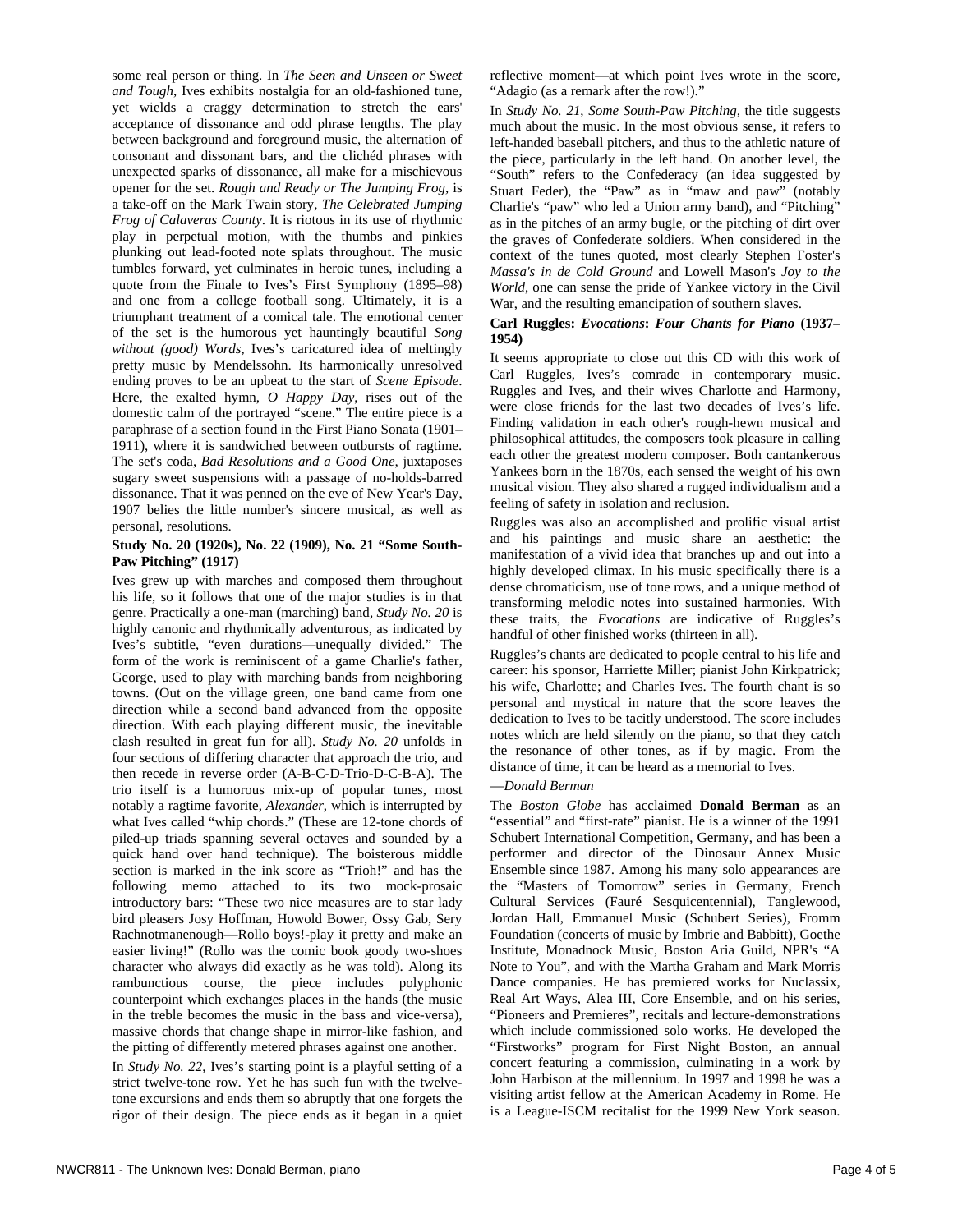some real person or thing. In *The Seen and Unseen or Sweet and Tough*, Ives exhibits nostalgia for an old-fashioned tune, yet wields a craggy determination to stretch the ears' acceptance of dissonance and odd phrase lengths. The play between background and foreground music, the alternation of consonant and dissonant bars, and the clichéd phrases with unexpected sparks of dissonance, all make for a mischievous opener for the set. *Rough and Ready or The Jumping Frog*, is a take-off on the Mark Twain story, *The Celebrated Jumping Frog of Calaveras County*. It is riotous in its use of rhythmic play in perpetual motion, with the thumbs and pinkies plunking out lead-footed note splats throughout. The music tumbles forward, yet culminates in heroic tunes, including a quote from the Finale to Ives's First Symphony (1895–98) and one from a college football song. Ultimately, it is a triumphant treatment of a comical tale. The emotional center of the set is the humorous yet hauntingly beautiful *Song without (good) Words*, Ives's caricatured idea of meltingly pretty music by Mendelssohn. Its harmonically unresolved ending proves to be an upbeat to the start of *Scene Episode*. Here, the exalted hymn, *O Happy Day*, rises out of the domestic calm of the portrayed "scene." The entire piece is a paraphrase of a section found in the First Piano Sonata (1901–1911), where it is sandwiched between outbursts of ragtime. The set's coda, *Bad Resolutions and a Good One*, juxtaposes sugary sweet suspensions with a passage of no-holds-barred dissonance. That it was penned on the eve of New Year's Day, 1907 belies the little number's sincere musical, as well as personal, resolutions.

**Study No. 20 (1920s), No. 22 (1909), No. 21 "Some South-Paw Pitching" (1917)**

Ives grew up with marches and composed them throughout his life, so it follows that one of the major studies is in that genre. Practically a one-man (marching) band, *Study No. 20* is highly canonic and rhythmically adventurous, as indicated by Ives's subtitle, "even durations—unequally divided." The form of the work is reminiscent of a game Charlie's father, George, used to play with marching bands from neighboring towns. (Out on the village green, one band came from one direction while a second band advanced from the opposite direction. With each playing different music, the inevitable clash resulted in great fun for all). *Study No. 20* unfolds in four sections of differing character that approach the trio, and then recede in reverse order (A-B-C-D-Trio-D-C-B-A). The trio itself is a humorous mix-up of popular tunes, most notably a ragtime favorite, *Alexander*, which is interrupted by what Ives called "whip chords." (These are 12-tone chords of piled-up triads spanning several octaves and sounded by a quick hand over hand technique). The boisterous middle section is marked in the ink score as "Trioh!" and has the following memo attached to its two mock-prosaic introductory bars: "These two nice measures are to star lady bird pleasers Josy Hoffman, Howold Bower, Ossy Gab, Sery Rachnotmanenough—Rollo boys!-play it pretty and make an easier living!" (Rollo was the comic book goody two-shoes character who always did exactly as he was told). Along its rambunctious course, the piece includes polyphonic counterpoint which exchanges places in the hands (the music in the treble becomes the music in the bass and vice-versa), massive chords that change shape in mirror-like fashion, and the pitting of differently metered phrases against one another.

In *Study No. 22*, Ives's starting point is a playful setting of a strict twelve-tone row. Yet he has such fun with the twelve-tone excursions and ends them so abruptly that one forgets the rigor of their design. The piece ends as it began in a quiet reflective moment—at which point Ives wrote in the score, "Adagio (as a remark after the row!)."

In *Study No. 21, Some South-Paw Pitching*, the title suggests much about the music. In the most obvious sense, it refers to left-handed baseball pitchers, and thus to the athletic nature of the piece, particularly in the left hand. On another level, the "South" refers to the Confederacy (an idea suggested by Stuart Feder), the "Paw" as in "maw and paw" (notably Charlie's "paw" who led a Union army band), and "Pitching" as in the pitches of an army bugle, or the pitching of dirt over the graves of Confederate soldiers. When considered in the context of the tunes quoted, most clearly Stephen Foster's *Massa's in de Cold Ground* and Lowell Mason's *Joy to the World*, one can sense the pride of Yankee victory in the Civil War, and the resulting emancipation of southern slaves.

**Carl Ruggles: *Evocations*: *Four Chants for Piano* (1937–1954)**

It seems appropriate to close out this CD with this work of Carl Ruggles, Ives's comrade in contemporary music. Ruggles and Ives, and their wives Charlotte and Harmony, were close friends for the last two decades of Ives's life. Finding validation in each other's rough-hewn musical and philosophical attitudes, the composers took pleasure in calling each other the greatest modern composer. Both cantankerous Yankees born in the 1870s, each sensed the weight of his own musical vision. They also shared a rugged individualism and a feeling of safety in isolation and reclusion.

Ruggles was also an accomplished and prolific visual artist and his paintings and music share an aesthetic: the manifestation of a vivid idea that branches up and out into a highly developed climax. In his music specifically there is a dense chromaticism, use of tone rows, and a unique method of transforming melodic notes into sustained harmonies. With these traits, the *Evocations* are indicative of Ruggles's handful of other finished works (thirteen in all).

Ruggles's chants are dedicated to people central to his life and career: his sponsor, Harriette Miller; pianist John Kirkpatrick; his wife, Charlotte; and Charles Ives. The fourth chant is so personal and mystical in nature that the score leaves the dedication to Ives to be tacitly understood. The score includes notes which are held silently on the piano, so that they catch the resonance of other tones, as if by magic. From the distance of time, it can be heard as a memorial to Ives.

—*Donald Berman*

The *Boston Globe* has acclaimed **Donald Berman** as an "essential" and "first-rate" pianist. He is a winner of the 1991 Schubert International Competition, Germany, and has been a performer and director of the Dinosaur Annex Music Ensemble since 1987. Among his many solo appearances are the "Masters of Tomorrow" series in Germany, French Cultural Services (Fauré Sesquicentennial), Tanglewood, Jordan Hall, Emmanuel Music (Schubert Series), Fromm Foundation (concerts of music by Imbrie and Babbitt), Goethe Institute, Monadnock Music, Boston Aria Guild, NPR's "A Note to You", and with the Martha Graham and Mark Morris Dance companies. He has premiered works for Nuclassix, Real Art Ways, Alea III, Core Ensemble, and on his series, "Pioneers and Premieres", recitals and lecture-demonstrations which include commissioned solo works. He developed the "Firstworks" program for First Night Boston, an annual concert featuring a commission, culminating in a work by John Harbison at the millennium. In 1997 and 1998 he was a visiting artist fellow at the American Academy in Rome. He is a League-ISCM recitalist for the 1999 New York season.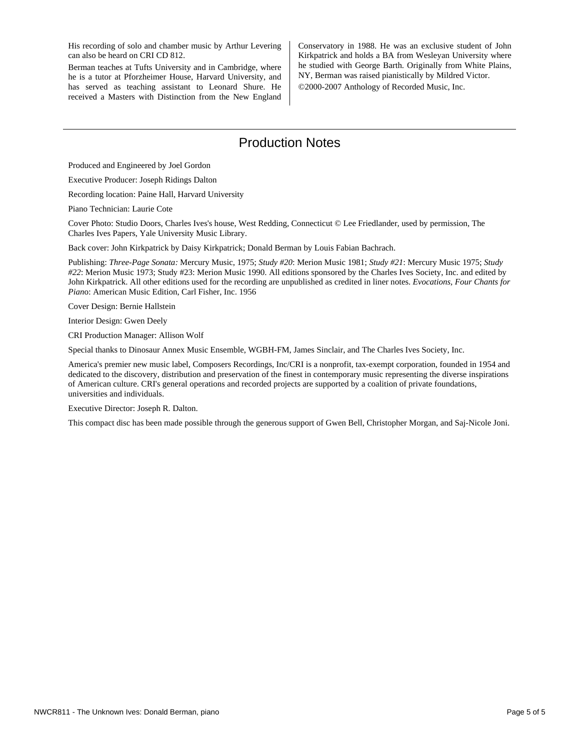His recording of solo and chamber music by Arthur Levering can also be heard on CRI CD 812.

Berman teaches at Tufts University and in Cambridge, where he is a tutor at Pforzheimer House, Harvard University, and has served as teaching assistant to Leonard Shure. He received a Masters with Distinction from the New England Conservatory in 1988. He was an exclusive student of John Kirkpatrick and holds a BA from Wesleyan University where he studied with George Barth. Originally from White Plains, NY, Berman was raised pianistically by Mildred Victor.

©2000-2007 Anthology of Recorded Music, Inc.

## Production Notes

Produced and Engineered by Joel Gordon

Executive Producer: Joseph Ridings Dalton

Recording location: Paine Hall, Harvard University

Piano Technician: Laurie Cote

Cover Photo: Studio Doors, Charles Ives's house, West Redding, Connecticut © Lee Friedlander, used by permission, The Charles Ives Papers, Yale University Music Library.

Back cover: John Kirkpatrick by Daisy Kirkpatrick; Donald Berman by Louis Fabian Bachrach.

Publishing: *Three-Page Sonata:* Mercury Music, 1975; *Study #20*: Merion Music 1981; *Study #21*: Mercury Music 1975; *Study #22*: Merion Music 1973; Study #23: Merion Music 1990. All editions sponsored by the Charles Ives Society, Inc. and edited by John Kirkpatrick. All other editions used for the recording are unpublished as credited in liner notes. *Evocations, Four Chants for Piano*: American Music Edition, Carl Fisher, Inc. 1956

Cover Design: Bernie Hallstein

Interior Design: Gwen Deely

CRI Production Manager: Allison Wolf

Special thanks to Dinosaur Annex Music Ensemble, WGBH-FM, James Sinclair, and The Charles Ives Society, Inc.

America's premier new music label, Composers Recordings, Inc/CRI is a nonprofit, tax-exempt corporation, founded in 1954 and dedicated to the discovery, distribution and preservation of the finest in contemporary music representing the diverse inspirations of American culture. CRI's general operations and recorded projects are supported by a coalition of private foundations, universities and individuals.

Executive Director: Joseph R. Dalton.

This compact disc has been made possible through the generous support of Gwen Bell, Christopher Morgan, and Saj-Nicole Joni.